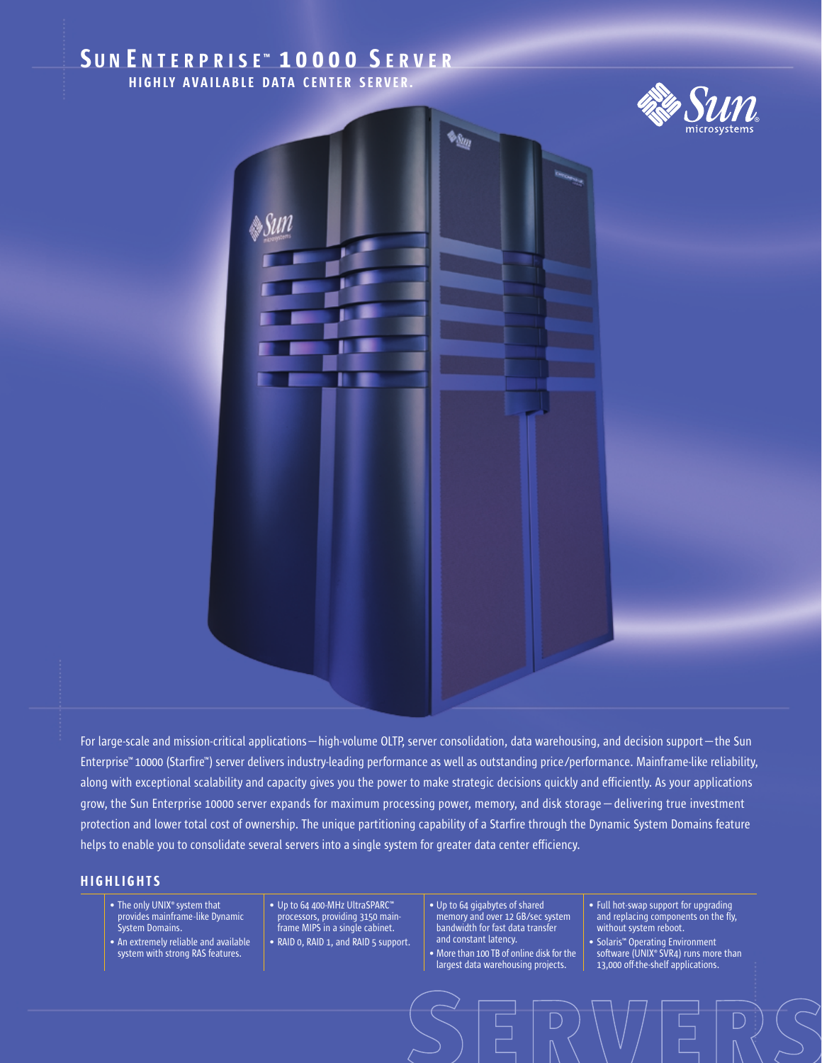# Sun Enterprise™ 10000 Server

## Highly Available Data Center Server.

For large-scale and mission-critical applications—high-volume OLTP, server consolidation, data warehousing, and decision support—the Sun Enterprise™ 10000 (Starfire™) server delivers industry-leading performance as well as outstanding price/performance. Mainframe-like reliability, along with exceptional scalability and capacity gives you the power to make strategic decisions quickly and efficiently. As your applications grow, the Sun Enterprise 10000 server expands for maximum processing power, memory, and disk storage—delivering true investment protection and lower total cost of ownership. The unique partitioning capability of a Starfire through the Dynamic System Domains feature helps to enable you to consolidate several servers into a single system for greater data center efficiency.

### Highlights

- The only UNIX® system that provides mainframe-like Dynamic System Domains.
- An extremely reliable and available system with strong RAS features.
- Up to 64 400-MHz UltraSPARC™ processors, providing 3150 mainframe MIPS in a single cabinet.
- RAID 0, RAID 1, and RAID 5 support.
- Up to 64 gigabytes of shared memory and over 12 GB/sec system bandwidth for fast data transfer and constant latency.
- More than 100 TB of online disk for the largest data warehousing projects.
- Full hot-swap support for upgrading and replacing components on the fly, without system reboot.
- Solaris™ Operating Environment software (UNIX® SVR4) runs more than 13,000 off-the-shelf applications.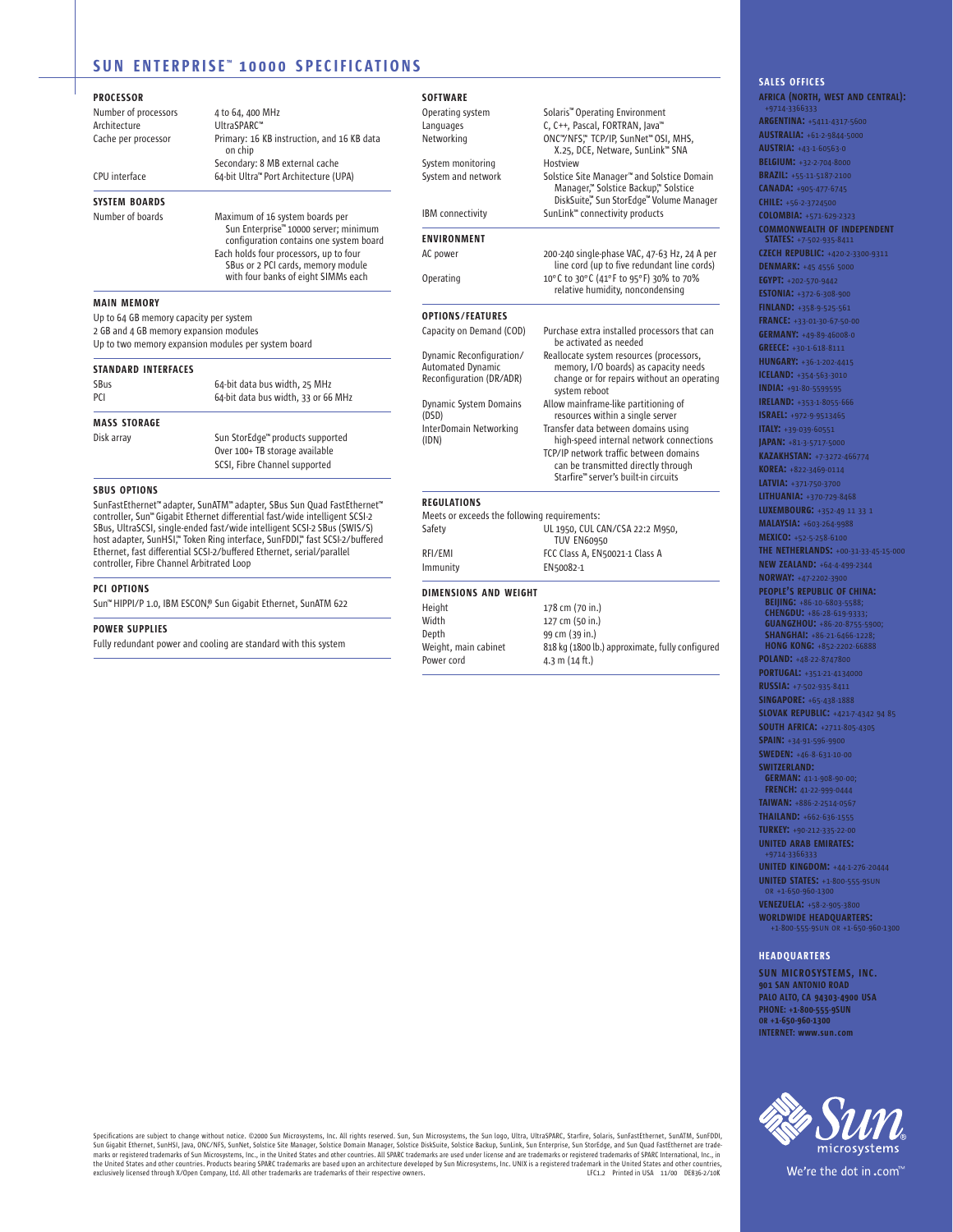# SUN ENTERPRISE™ 10000 SPECIFICATIONS

## PROCESSOR

| | |
|---|---|
| Number of processors | 4 to 64, 400 MHz |
| Architecture | UltraSPARC™ |
| Cache per processor | Primary: 16 KB instruction, and 16 KB data on chip<br>Secondary: 8 MB external cache |
| CPU interface | 64-bit Ultra™ Port Architecture (UPA) |

## SYSTEM BOARDS

| | |
|---|---|
| Number of boards | Maximum of 16 system boards per Sun Enterprise™ 10000 server; minimum configuration contains one system board<br>Each holds four processors, up to four SBus or 2 PCI cards, memory module with four banks of eight SIMMs each |

## MAIN MEMORY

Up to 64 GB memory capacity per system
2 GB and 4 GB memory expansion modules
Up to two memory expansion modules per system board

## STANDARD INTERFACES

| | |
|---|---|
| SBus | 64-bit data bus width, 25 MHz |
| PCI | 64-bit data bus width, 33 or 66 MHz |

## MASS STORAGE

| | |
|---|---|
| Disk array | Sun StorEdge™ products supported<br>Over 100+ TB storage available<br>SCSI, Fibre Channel supported |

## SBUS OPTIONS

SunFastEthernet™ adapter, SunATM™ adapter, SBus Sun Quad FastEthernet™ controller, Sun™ Gigabit Ethernet differential fast/wide intelligent SCSI-2 SBus, UltraSCSI, single-ended fast/wide intelligent SCSI-2 SBus (SWIS/S) host adapter, SunHSI,™ Token Ring interface, SunFDDI,™ fast SCSI-2/buffered Ethernet, fast differential SCSI-2/buffered Ethernet, serial/parallel controller, Fibre Channel Arbitrated Loop

## PCI OPTIONS

Sun™ HIPPI/P 1.0, IBM ESCON,® Sun Gigabit Ethernet, SunATM 622

## POWER SUPPLIES

Fully redundant power and cooling are standard with this system

## SOFTWARE

| | |
|---|---|
| Operating system | Solaris™ Operating Environment |
| Languages | C, C++, Pascal, FORTRAN, Java™ |
| Networking | ONC™/NFS,™ TCP/IP, SunNet™ OSI, MHS, X.25, DCE, Netware, SunLink™ SNA |
| System monitoring | Hostview |
| System and network | Solstice Site Manager™ and Solstice Domain Manager,™ Solstice Backup,™ Solstice DiskSuite,™ Sun StorEdge™ Volume Manager |
| IBM connectivity | SunLink™ connectivity products |

## ENVIRONMENT

| | |
|---|---|
| AC power | 200-240 single-phase VAC, 47-63 Hz, 24 A per line cord (up to five redundant line cords) |
| Operating | 10°C to 30°C (41°F to 95°F) 30% to 70% relative humidity, noncondensing |

## OPTIONS/FEATURES

| | |
|---|---|
| Capacity on Demand (COD) | Purchase extra installed processors that can be activated as needed |
| Dynamic Reconfiguration/ Automated Dynamic Reconfiguration (DR/ADR) | Reallocate system resources (processors, memory, I/O boards) as capacity needs change or for repairs without an operating system reboot |
| Dynamic System Domains (DSD) | Allow mainframe-like partitioning of resources within a single server |
| InterDomain Networking (IDN) | Transfer data between domains using high-speed internal network connections<br>TCP/IP network traffic between domains can be transmitted directly through Starfire™ server's built-in circuits |

## REGULATIONS

Meets or exceeds the following requirements:

| | |
|---|---|
| Safety | UL 1950, CUL CAN/CSA 22:2 M950, TUV EN60950 |
| RFI/EMI | FCC Class A, EN50021-1 Class A |
| Immunity | EN50082-1 |

## DIMENSIONS AND WEIGHT

| | |
|---|---|
| Height | 178 cm (70 in.) |
| Width | 127 cm (50 in.) |
| Depth | 99 cm (39 in.) |
| Weight, main cabinet | 818 kg (1800 lb.) approximate, fully configured |
| Power cord | 4.3 m (14 ft.) |

## SALES OFFICES

**AFRICA (NORTH, WEST AND CENTRAL):** +9714-3366333
**ARGENTINA:** +5411-4317-5600
**AUSTRALIA:** +61-2-9844-5000
**AUSTRIA:** +43-1-60563-0
**BELGIUM:** +32-2-704-8000
**BRAZIL:** +55-11-5187-2100
**CANADA:** +905-477-6745
**CHILE:** +56-2-3724500
**COLOMBIA:** +571-629-2323
**COMMONWEALTH OF INDEPENDENT STATES:** +7-502-935-8411
**CZECH REPUBLIC:** +420-2-3300-9311
**DENMARK:** +45 4556 5000
**EGYPT:** +202-570-9442
**ESTONIA:** +372-6-308-900
**FINLAND:** +358-9-525-561
**FRANCE:** +33-01-30-67-50-00
**GERMANY:** +49-89-46008-0
**GREECE:** +30-1-618-8111
**HUNGARY:** +36-1-202-4415
**ICELAND:** +354-563-3010
**INDIA:** +91-80-5599595
**IRELAND:** +353-1-8055-666
**ISRAEL:** +972-9-9513465
**ITALY:** +39-039-60551
**JAPAN:** +81-3-5717-5000
**KAZAKHSTAN:** +7-3272-466774
**KOREA:** +822-3469-0114
**LATVIA:** +371-750-3700
**LITHUANIA:** +370-729-8468
**LUXEMBOURG:** +352-49 11 33 1
**MALAYSIA:** +603-264-9988
**MEXICO:** +52-5-258-6100
**THE NETHERLANDS:** +00-31-33-45-15-000
**NEW ZEALAND:** +64-4-499-2344
**NORWAY:** +47-2202-3900
**PEOPLE'S REPUBLIC OF CHINA:**
**BEIJING:** +86-10-6803-5588;
**CHENGDU:** +86-28-619-9333;
**GUANGZHOU:** +86-20-8755-5900;
**SHANGHAI:** +86-21-6466-1228;
**HONG KONG:** +852-2202-6688
**POLAND:** +48-22-8747800
**PORTUGAL:** +351-21-4134000
**RUSSIA:** +7-502-935-8411
**SINGAPORE:** +65-438-1888
**SLOVAK REPUBLIC:** +421-7-4342 94 85
**SOUTH AFRICA:** +2711-805-4305
**SPAIN:** +34-91-596-9900
**SWEDEN:** +46-8-631-10-00
**SWITZERLAND:**
**GERMAN:** 41-1-908-90-00;
**FRENCH:** 41-22-999-0444
**TAIWAN:** +886-2-2514-0567
**THAILAND:** +662-636-1555
**TURKEY:** +90-212-335-22-00
**UNITED ARAB EMIRATES:** +9714-3366333
**UNITED KINGDOM:** +44-1-276-20444
**UNITED STATES:** +1-800-555-9SUN OR +1-650-960-1300
**VENEZUELA:** +58-2-905-3800
**WORLDWIDE HEADQUARTERS:** +1-800-555-9SUN OR +1-650-960-1300

## HEADQUARTERS

**SUN MICROSYSTEMS, INC.**
**901 SAN ANTONIO ROAD**
**PALO ALTO, CA 94303-4900 USA**
**PHONE: +1-800-555-9SUN**
**OR +1-650-960-1300**
**INTERNET: www.sun.com**

Sun microsystems

We're the dot in .com™

Specifications are subject to change without notice. ©2000 Sun Microsystems, Inc. All rights reserved. Sun, Sun Microsystems, the Sun logo, Ultra, UltraSPARC, Starfire, Solaris, SunFastEthernet, SunATM, SunFDDI, Sun Gigabit Ethernet, SunHSI, Java, ONC/NFS, SunNet, Solstice Site Manager, Solstice Domain Manager, Solstice DiskSuite, Solstice Backup, SunLink, Sun Enterprise, Sun StorEdge, and Sun Quad FastEthernet are trademarks or registered trademarks of Sun Microsystems, Inc., in the United States and other countries. All SPARC trademarks are used under license and are trademarks or registered trademarks of SPARC International, Inc., in the United States and other countries. Products bearing SPARC trademarks are based upon an architecture developed by Sun Microsystems, Inc. UNIX is a registered trademark in the United States and other countries, exclusively licensed through X/Open Company, Ltd. All other trademarks are trademarks of their respective owners. LFC1.2 Printed in USA 11/00 DE836-2/10K